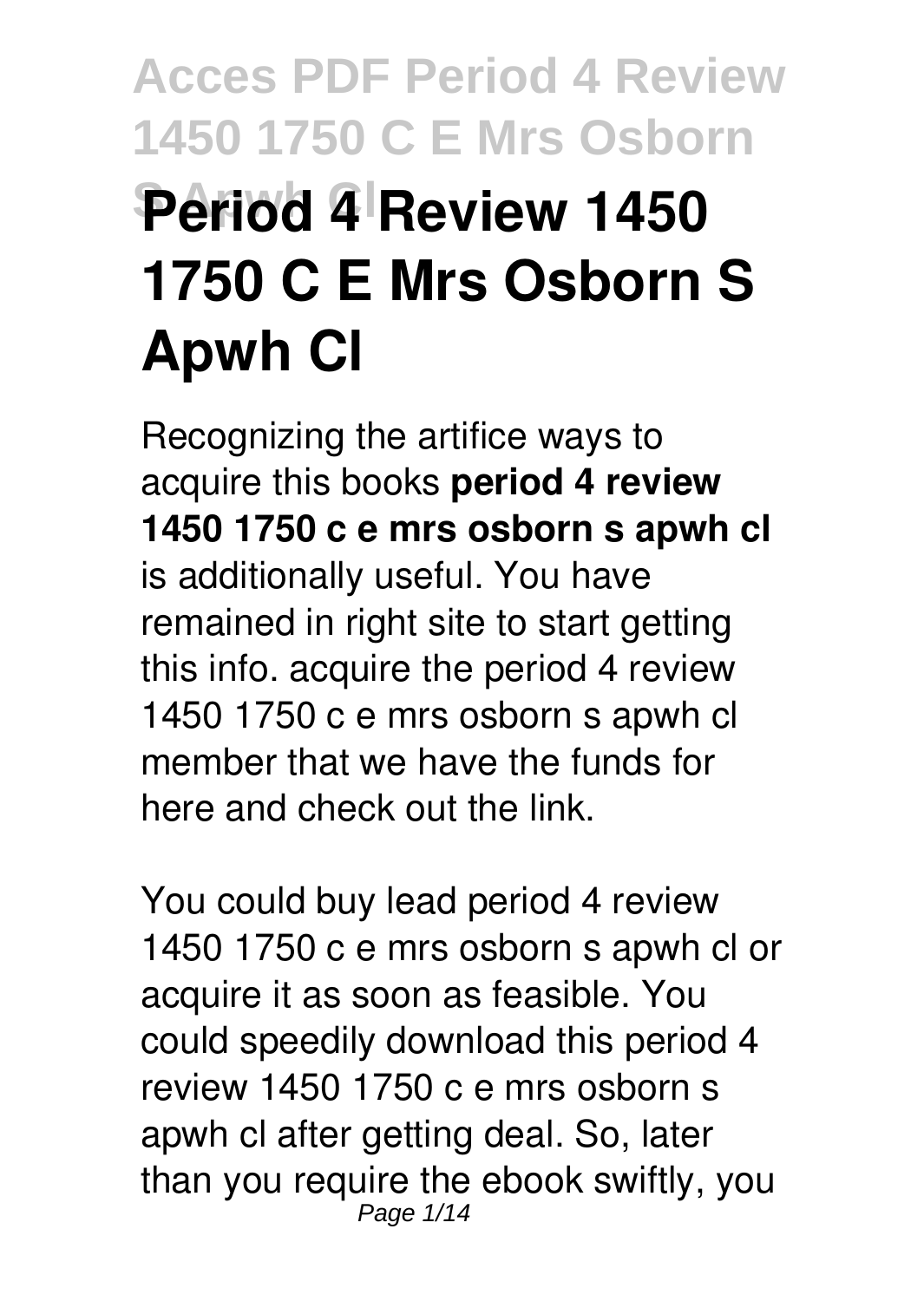# Period 4 Review 1450 1750 C E Mrs Osborn S Apwh Cl

Recognizing the artifice ways to acquire this books **period 4 review 1450 1750 c e mrs osborn s apwh cl** is additionally useful. You have remained in right site to start getting this info. acquire the period 4 review 1450 1750 c e mrs osborn s apwh cl member that we have the funds for here and check out the link.

You could buy lead period 4 review 1450 1750 c e mrs osborn s apwh cl or acquire it as soon as feasible. You could speedily download this period 4 review 1450 1750 c e mrs osborn s apwh cl after getting deal. So, later than you require the ebook swiftly, you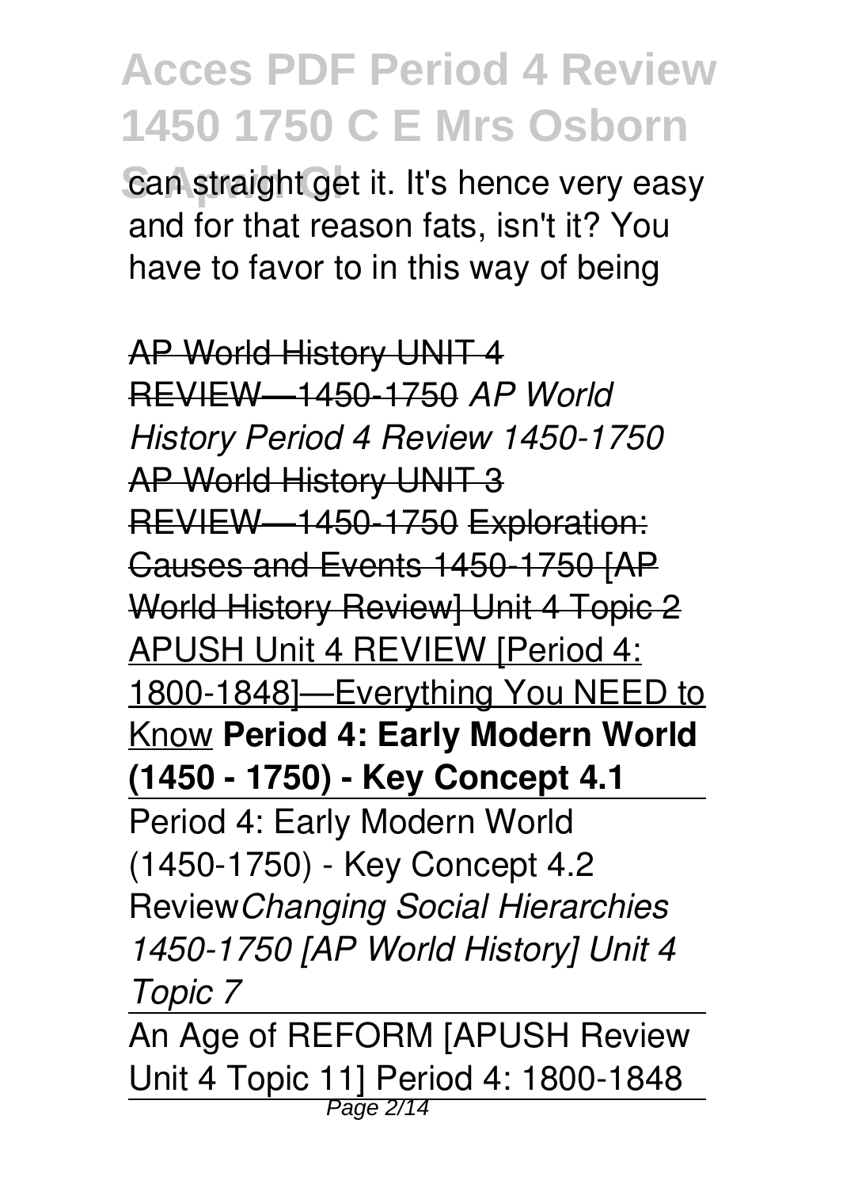can straight get it. It's hence very easy and for that reason fats, isn't it? You have to favor to in this way of being

~~AP World History UNIT 4 REVIEW—1450-1750~~ *AP World History Period 4 Review 1450-1750* ~~AP World History UNIT 3 REVIEW—1450-1750~~ ~~Exploration: Causes and Events 1450-1750 [AP World History Review] Unit 4 Topic 2~~ APUSH Unit 4 REVIEW [Period 4: 1800-1848]—Everything You NEED to Know **Period 4: Early Modern World (1450 - 1750) - Key Concept 4.1**

Period 4: Early Modern World (1450-1750) - Key Concept 4.2 Review*Changing Social Hierarchies 1450-1750 [AP World History] Unit 4 Topic 7*

An Age of REFORM [APUSH Review Unit 4 Topic 11] Period 4: 1800-1848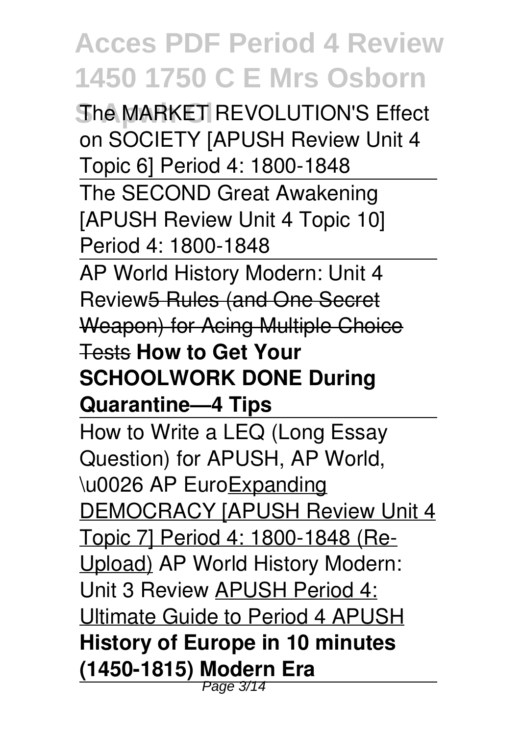The MARKET REVOLUTION'S Effect on SOCIETY [APUSH Review Unit 4 Topic 6] Period 4: 1800-1848

The SECOND Great Awakening [APUSH Review Unit 4 Topic 10] Period 4: 1800-1848

AP World History Modern: Unit 4 Review~~5 Rules (and One Secret Weapon) for Acing Multiple Choice Tests~~ **How to Get Your SCHOOLWORK DONE During Quarantine—4 Tips**

How to Write a LEQ (Long Essay Question) for APUSH, AP World, \u0026 AP EuroExpanding DEMOCRACY [APUSH Review Unit 4 Topic 7] Period 4: 1800-1848 (Re-Upload) AP World History Modern: Unit 3 Review APUSH Period 4: Ultimate Guide to Period 4 APUSH **History of Europe in 10 minutes (1450-1815) Modern Era**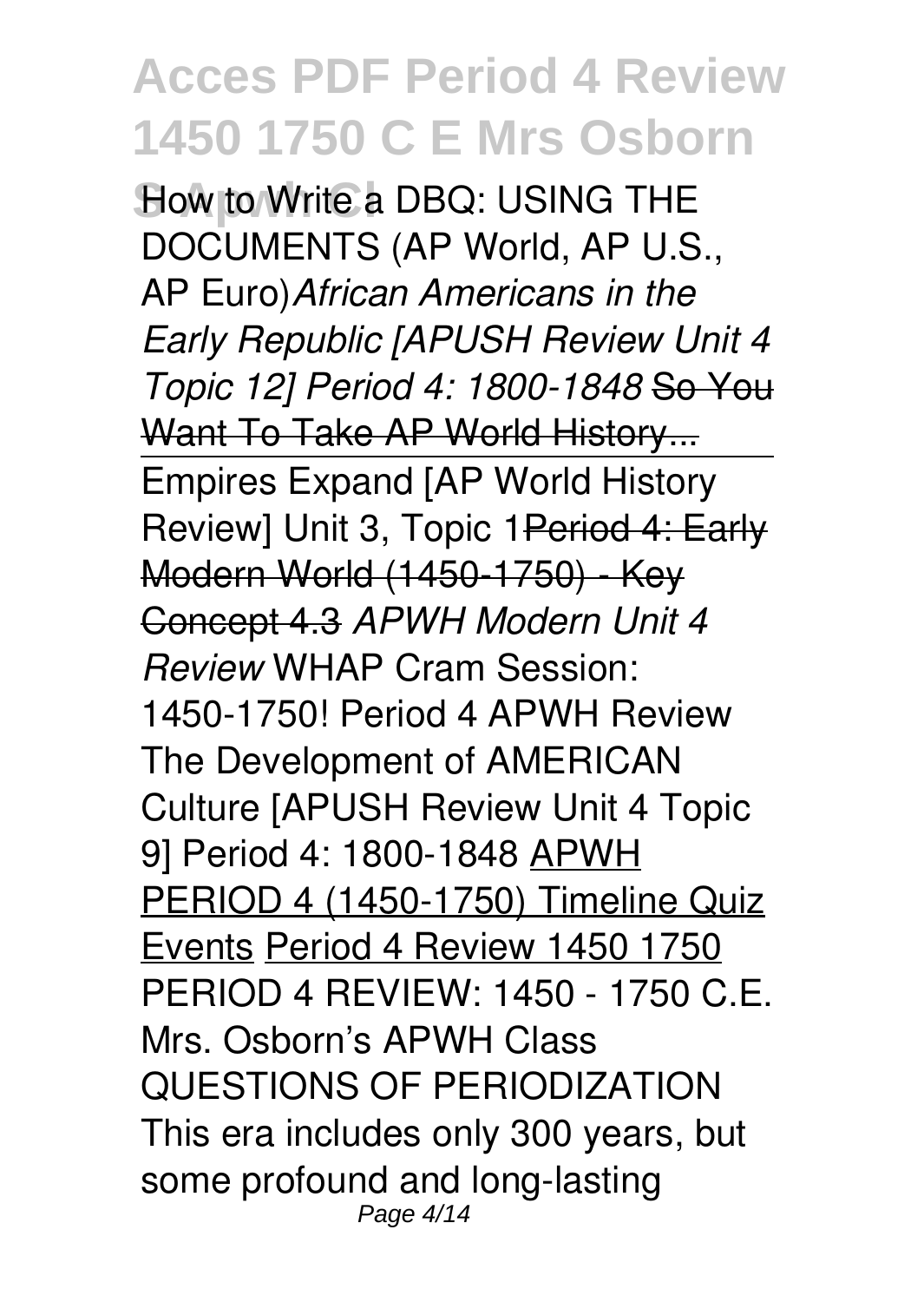How to Write a DBQ: USING THE DOCUMENTS (AP World, AP U.S., AP Euro)*African Americans in the Early Republic [APUSH Review Unit 4 Topic 12] Period 4: 1800-1848* ~~So You Want To Take AP World History...~~

Empires Expand [AP World History Review] Unit 3, Topic 1~~Period 4: Early Modern World (1450-1750) - Key Concept 4.3~~ *APWH Modern Unit 4 Review* WHAP Cram Session: 1450-1750! Period 4 APWH Review The Development of AMERICAN Culture [APUSH Review Unit 4 Topic 9] Period 4: 1800-1848 APWH PERIOD 4 (1450-1750) Timeline Quiz Events Period 4 Review 1450 1750
PERIOD 4 REVIEW: 1450 - 1750 C.E. Mrs. Osborn's APWH Class QUESTIONS OF PERIODIZATION This era includes only 300 years, but some profound and long-lasting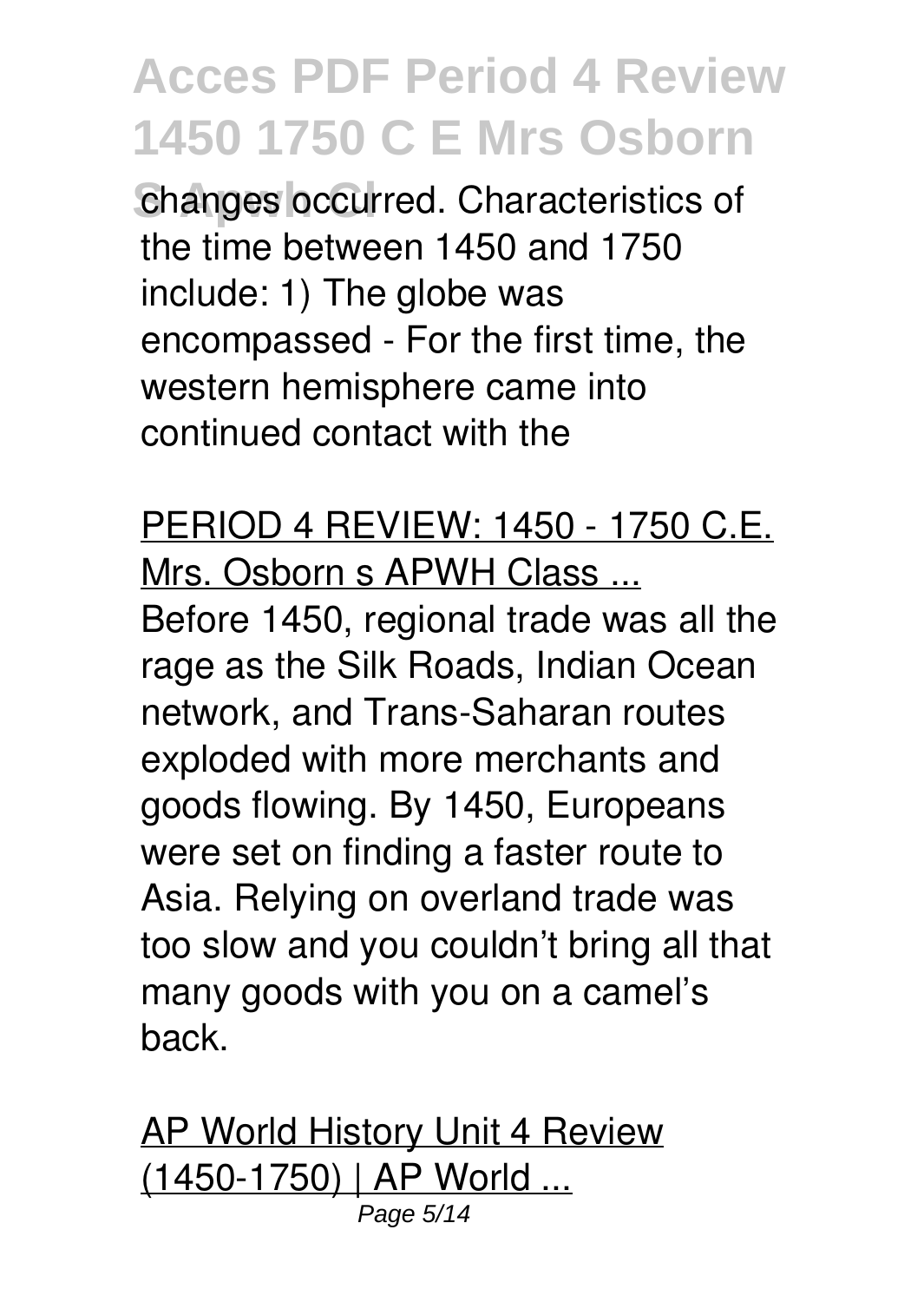changes occurred. Characteristics of the time between 1450 and 1750 include: 1) The globe was encompassed - For the first time, the western hemisphere came into continued contact with the

PERIOD 4 REVIEW: 1450 - 1750 C.E. Mrs. Osborn s APWH Class ...

Before 1450, regional trade was all the rage as the Silk Roads, Indian Ocean network, and Trans-Saharan routes exploded with more merchants and goods flowing. By 1450, Europeans were set on finding a faster route to Asia. Relying on overland trade was too slow and you couldn't bring all that many goods with you on a camel's back.

AP World History Unit 4 Review (1450-1750) | AP World ...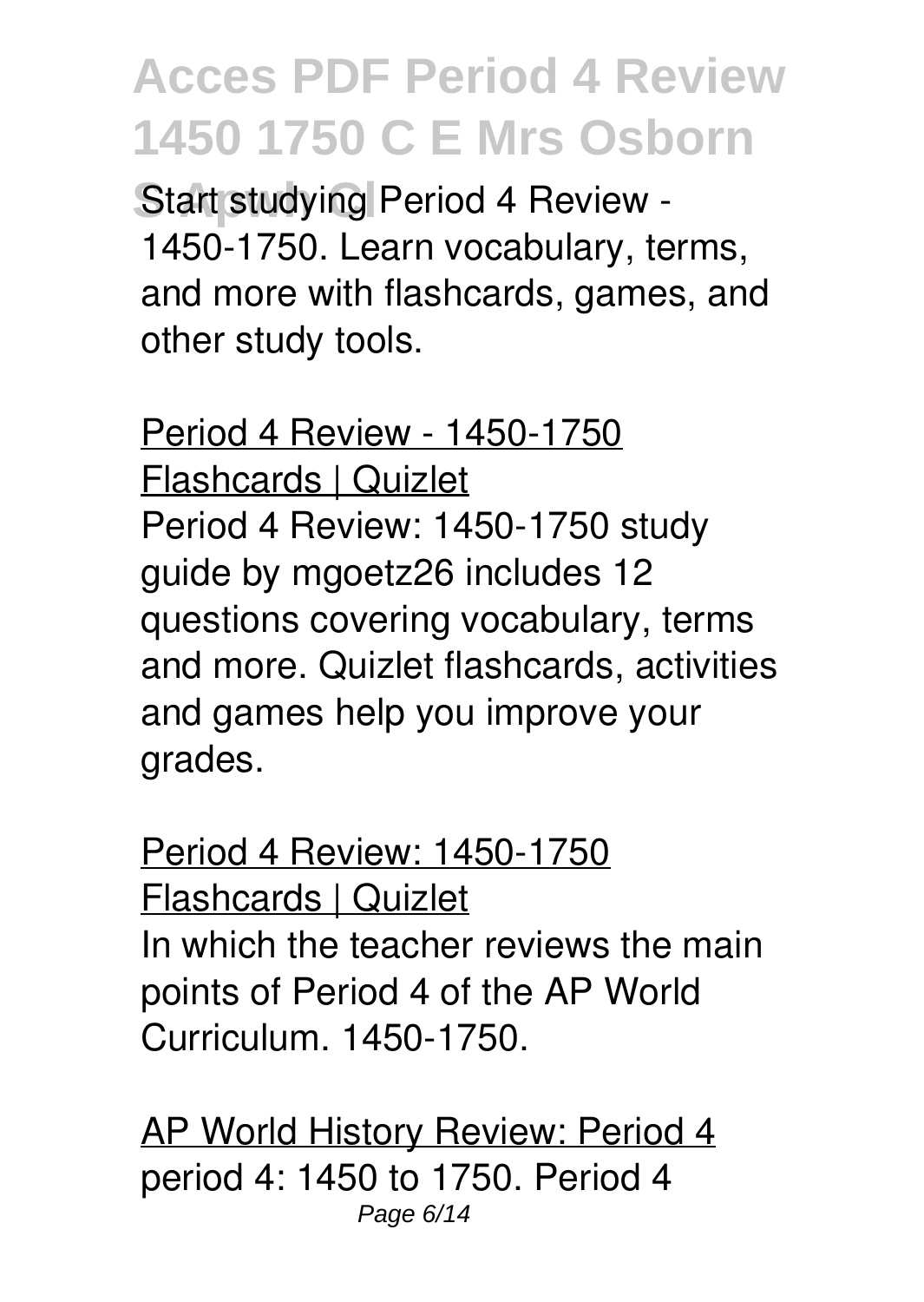Start studying Period 4 Review - 1450-1750. Learn vocabulary, terms, and more with flashcards, games, and other study tools.

Period 4 Review - 1450-1750 Flashcards | Quizlet

Period 4 Review: 1450-1750 study guide by mgoetz26 includes 12 questions covering vocabulary, terms and more. Quizlet flashcards, activities and games help you improve your grades.

Period 4 Review: 1450-1750 Flashcards | Quizlet

In which the teacher reviews the main points of Period 4 of the AP World Curriculum. 1450-1750.

AP World History Review: Period 4

period 4: 1450 to 1750. Period 4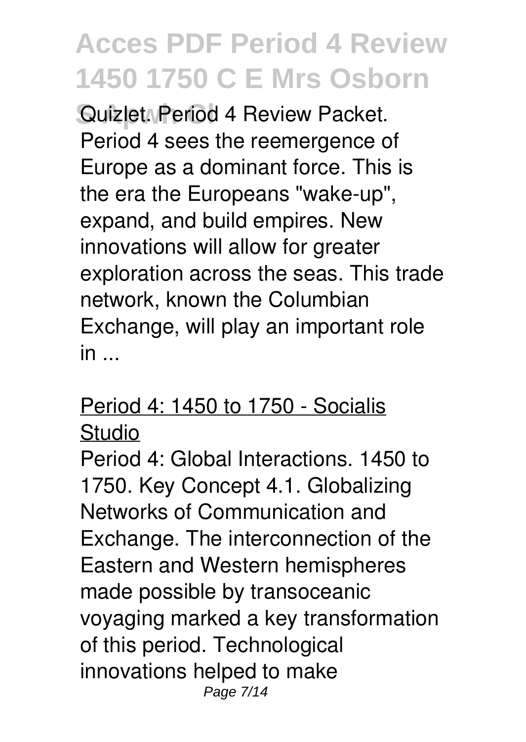Quizlet. Period 4 Review Packet. Period 4 sees the reemergence of Europe as a dominant force. This is the era the Europeans "wake-up", expand, and build empires. New innovations will allow for greater exploration across the seas. This trade network, known the Columbian Exchange, will play an important role in ...

## Period 4: 1450 to 1750 - Socialis Studio

Period 4: Global Interactions. 1450 to 1750. Key Concept 4.1. Globalizing Networks of Communication and Exchange. The interconnection of the Eastern and Western hemispheres made possible by transoceanic voyaging marked a key transformation of this period. Technological innovations helped to make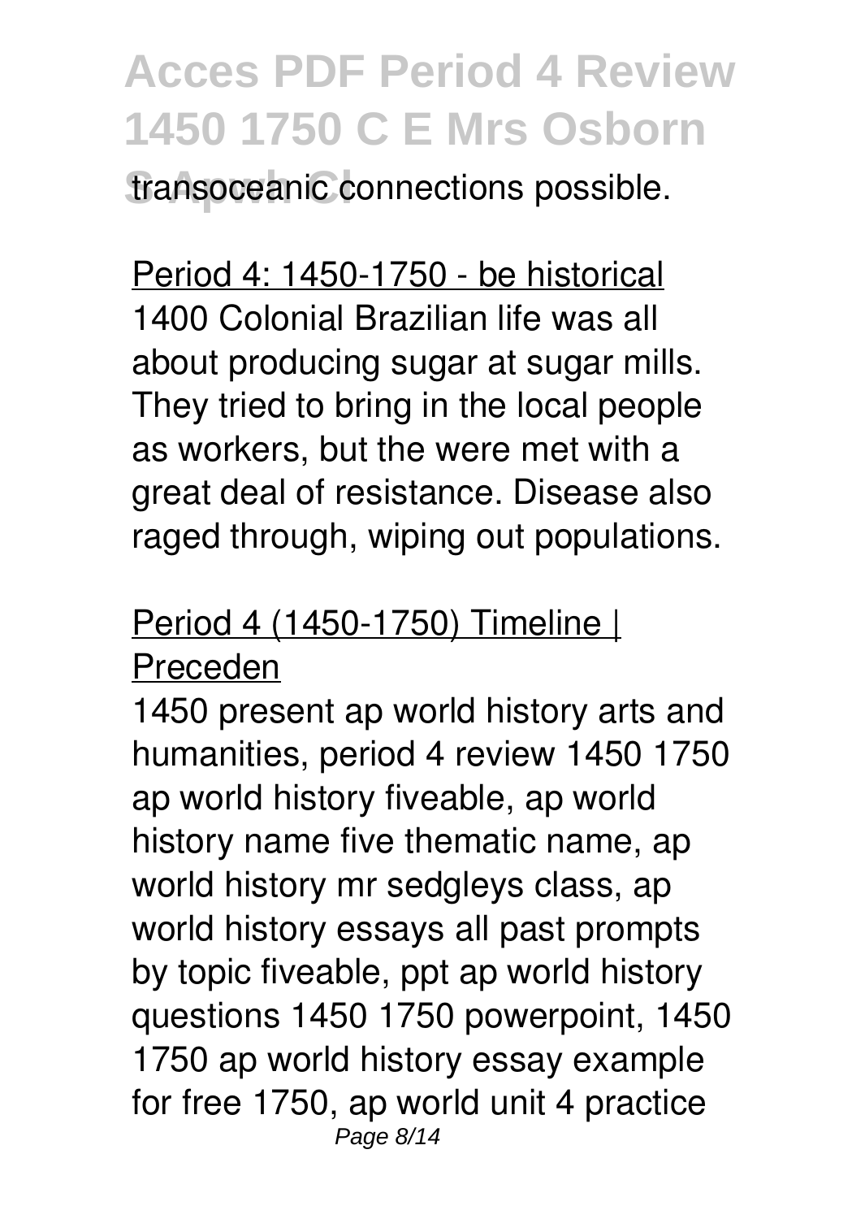transoceanic connections possible.

Period 4: 1450-1750 - be historical

1400 Colonial Brazilian life was all about producing sugar at sugar mills. They tried to bring in the local people as workers, but the were met with a great deal of resistance. Disease also raged through, wiping out populations.

Period 4 (1450-1750) Timeline | Preceden

1450 present ap world history arts and humanities, period 4 review 1450 1750 ap world history fiveable, ap world history name five thematic name, ap world history mr sedgleys class, ap world history essays all past prompts by topic fiveable, ppt ap world history questions 1450 1750 powerpoint, 1450 1750 ap world history essay example for free 1750, ap world unit 4 practice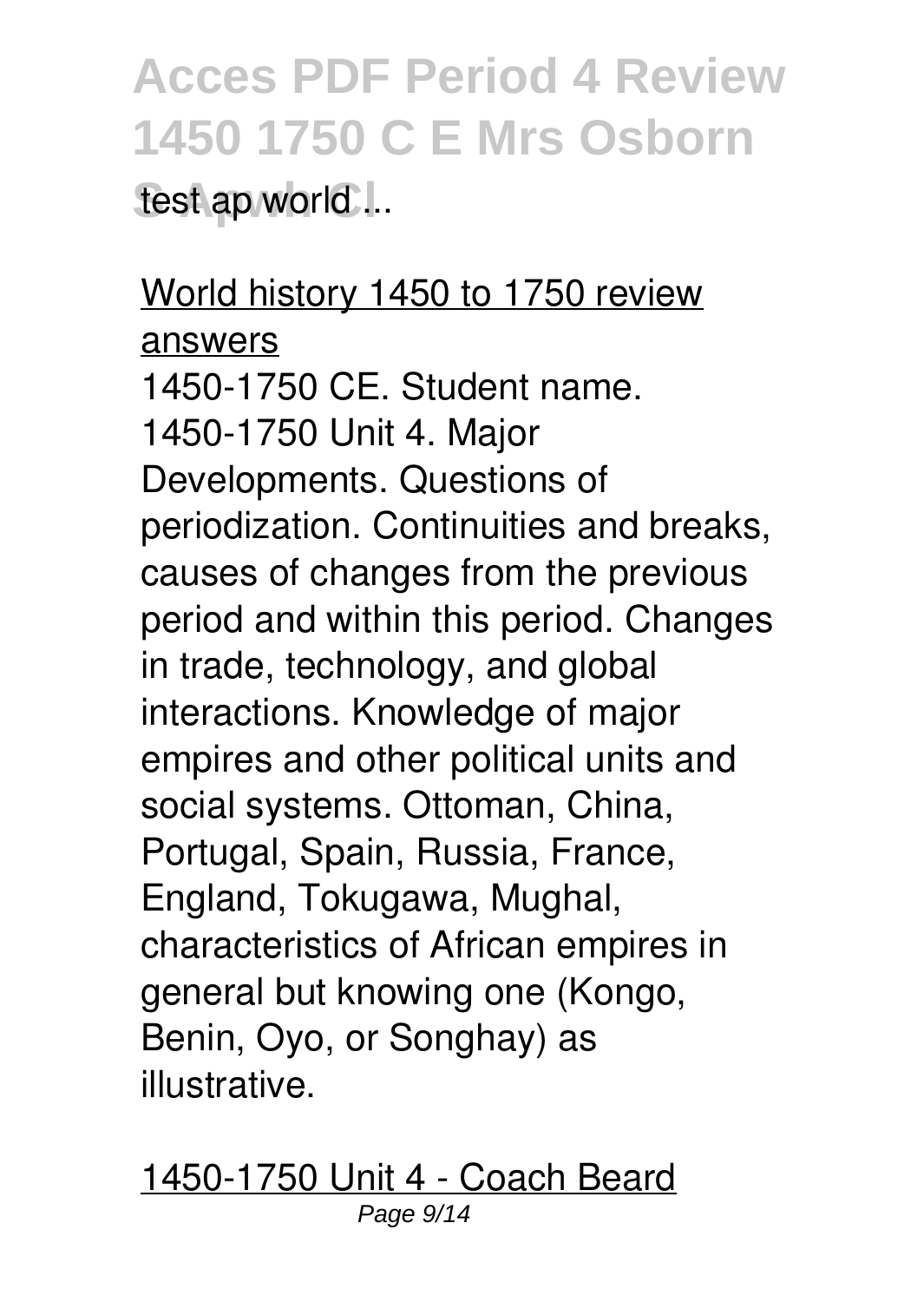test ap world ...

World history 1450 to 1750 review answers

1450-1750 CE. Student name. 1450-1750 Unit 4. Major Developments. Questions of periodization. Continuities and breaks, causes of changes from the previous period and within this period. Changes in trade, technology, and global interactions. Knowledge of major empires and other political units and social systems. Ottoman, China, Portugal, Spain, Russia, France, England, Tokugawa, Mughal, characteristics of African empires in general but knowing one (Kongo, Benin, Oyo, or Songhay) as illustrative.

1450-1750 Unit 4 - Coach Beard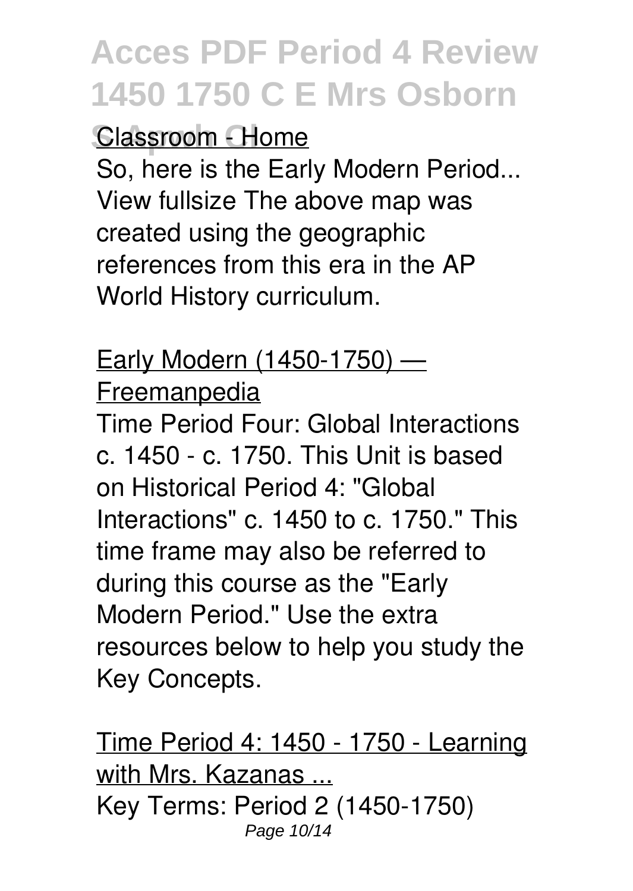Classroom - Home

So, here is the Early Modern Period... View fullsize The above map was created using the geographic references from this era in the AP World History curriculum.

Early Modern (1450-1750) — Freemanpedia

Time Period Four: Global Interactions c. 1450 - c. 1750. This Unit is based on Historical Period 4: "Global Interactions" c. 1450 to c. 1750." This time frame may also be referred to during this course as the "Early Modern Period." Use the extra resources below to help you study the Key Concepts.

Time Period 4: 1450 - 1750 - Learning with Mrs. Kazanas ...

Key Terms: Period 2 (1450-1750)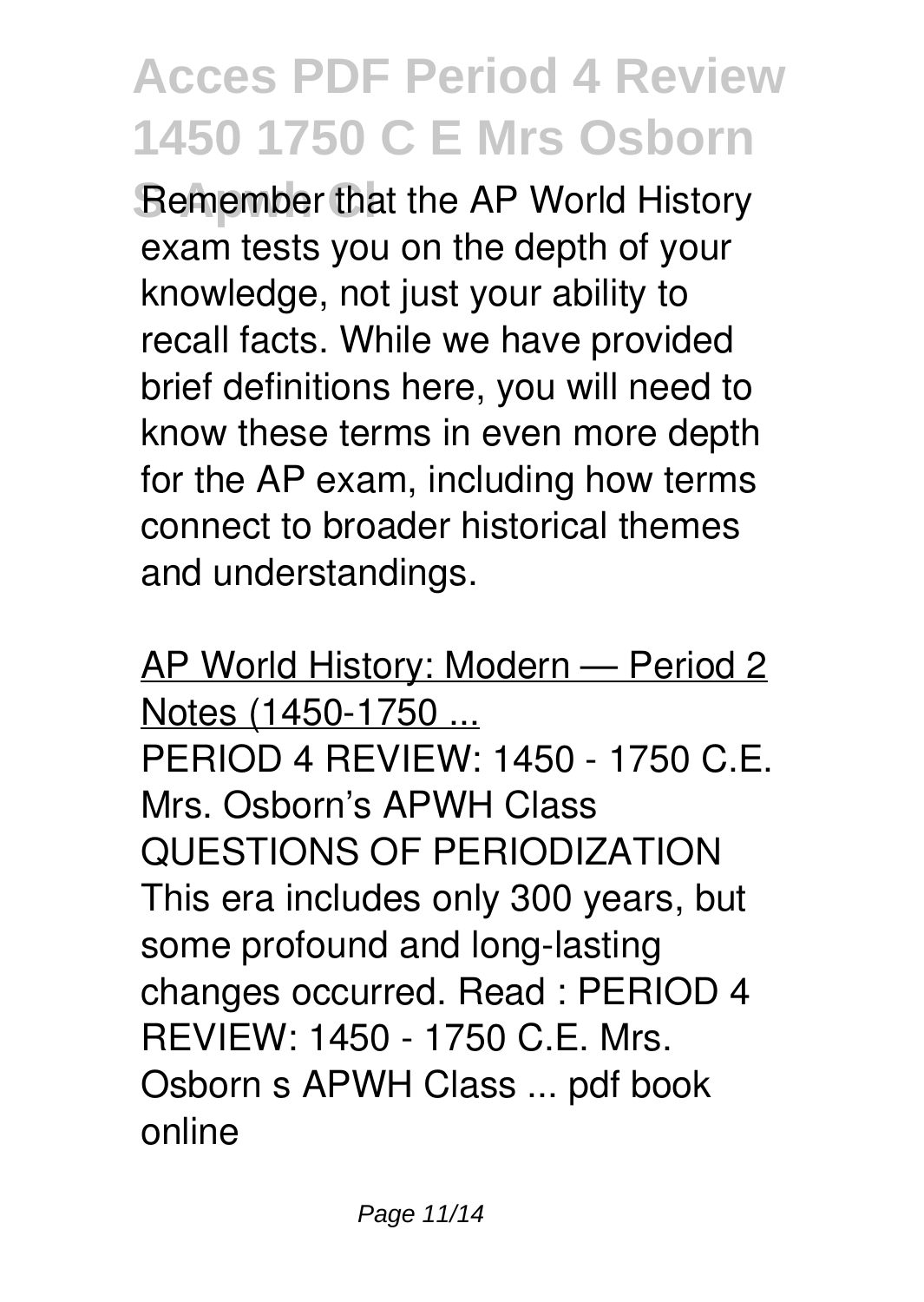Remember that the AP World History exam tests you on the depth of your knowledge, not just your ability to recall facts. While we have provided brief definitions here, you will need to know these terms in even more depth for the AP exam, including how terms connect to broader historical themes and understandings.

AP World History: Modern — Period 2 Notes (1450-1750 ...

PERIOD 4 REVIEW: 1450 - 1750 C.E. Mrs. Osborn's APWH Class QUESTIONS OF PERIODIZATION This era includes only 300 years, but some profound and long-lasting changes occurred. Read : PERIOD 4 REVIEW: 1450 - 1750 C.E. Mrs. Osborn s APWH Class ... pdf book online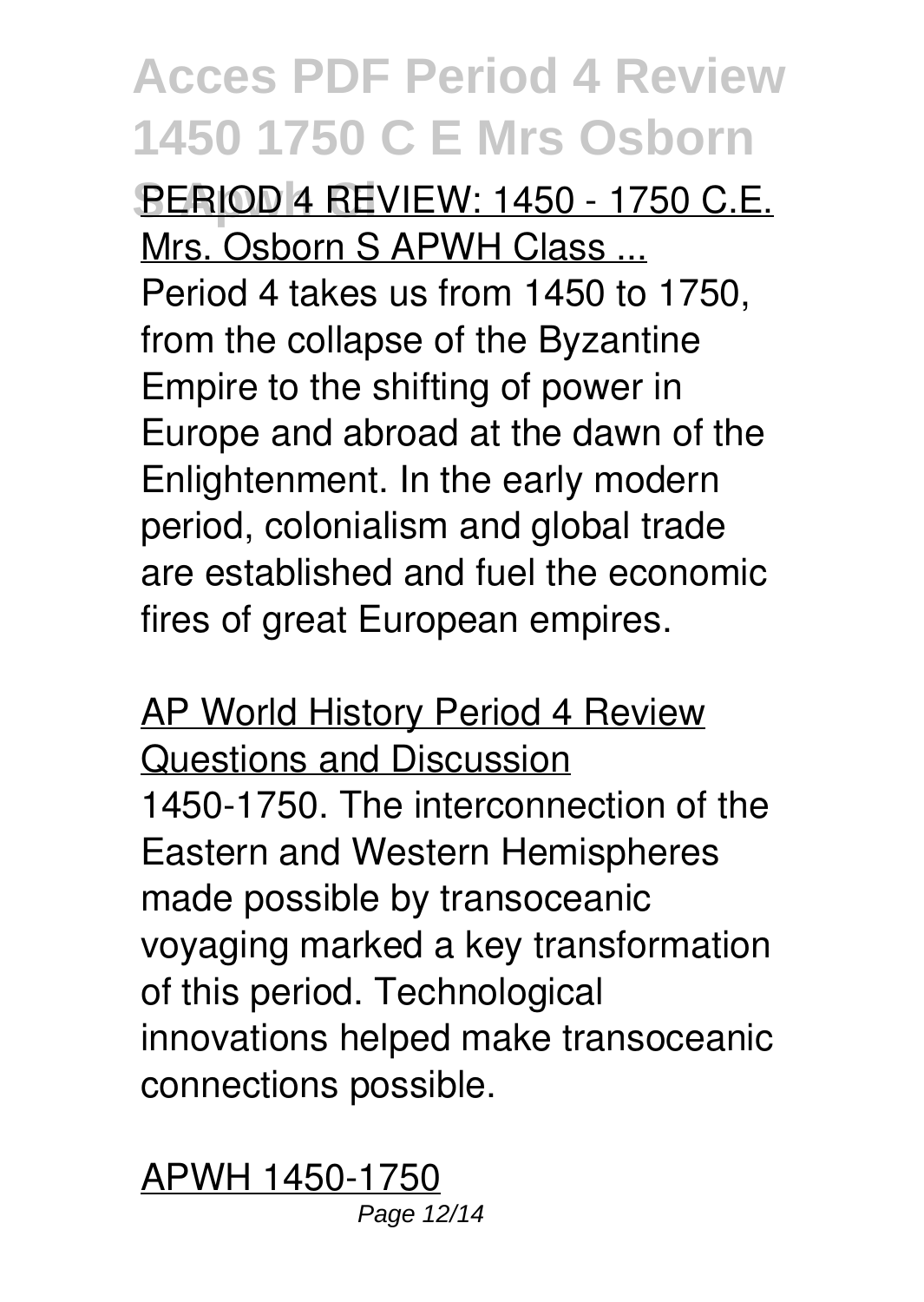PERIOD 4 REVIEW: 1450 - 1750 C.E. Mrs. Osborn S APWH Class ...

Period 4 takes us from 1450 to 1750, from the collapse of the Byzantine Empire to the shifting of power in Europe and abroad at the dawn of the Enlightenment. In the early modern period, colonialism and global trade are established and fuel the economic fires of great European empires.

AP World History Period 4 Review Questions and Discussion

1450-1750. The interconnection of the Eastern and Western Hemispheres made possible by transoceanic voyaging marked a key transformation of this period. Technological innovations helped make transoceanic connections possible.

APWH 1450-1750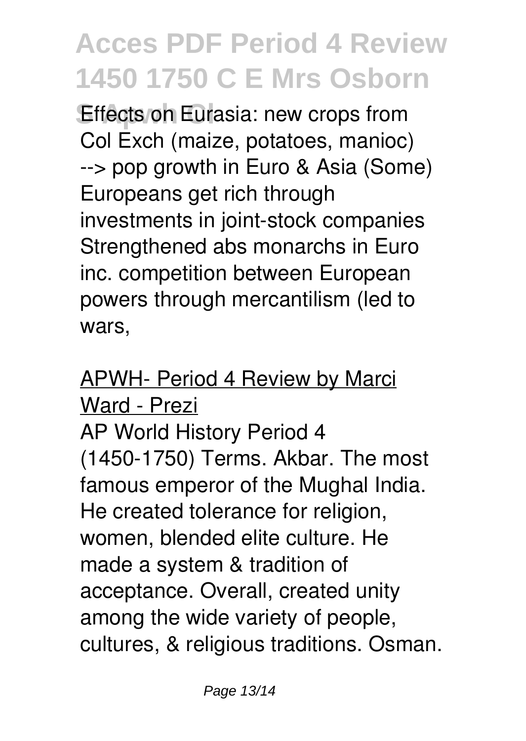Effects on Eurasia: new crops from Col Exch (maize, potatoes, manioc) --> pop growth in Euro & Asia (Some) Europeans get rich through investments in joint-stock companies Strengthened abs monarchs in Euro inc. competition between European powers through mercantilism (led to wars,

## APWH- Period 4 Review by Marci Ward - Prezi

AP World History Period 4 (1450-1750) Terms. Akbar. The most famous emperor of the Mughal India. He created tolerance for religion, women, blended elite culture. He made a system & tradition of acceptance. Overall, created unity among the wide variety of people, cultures, & religious traditions. Osman.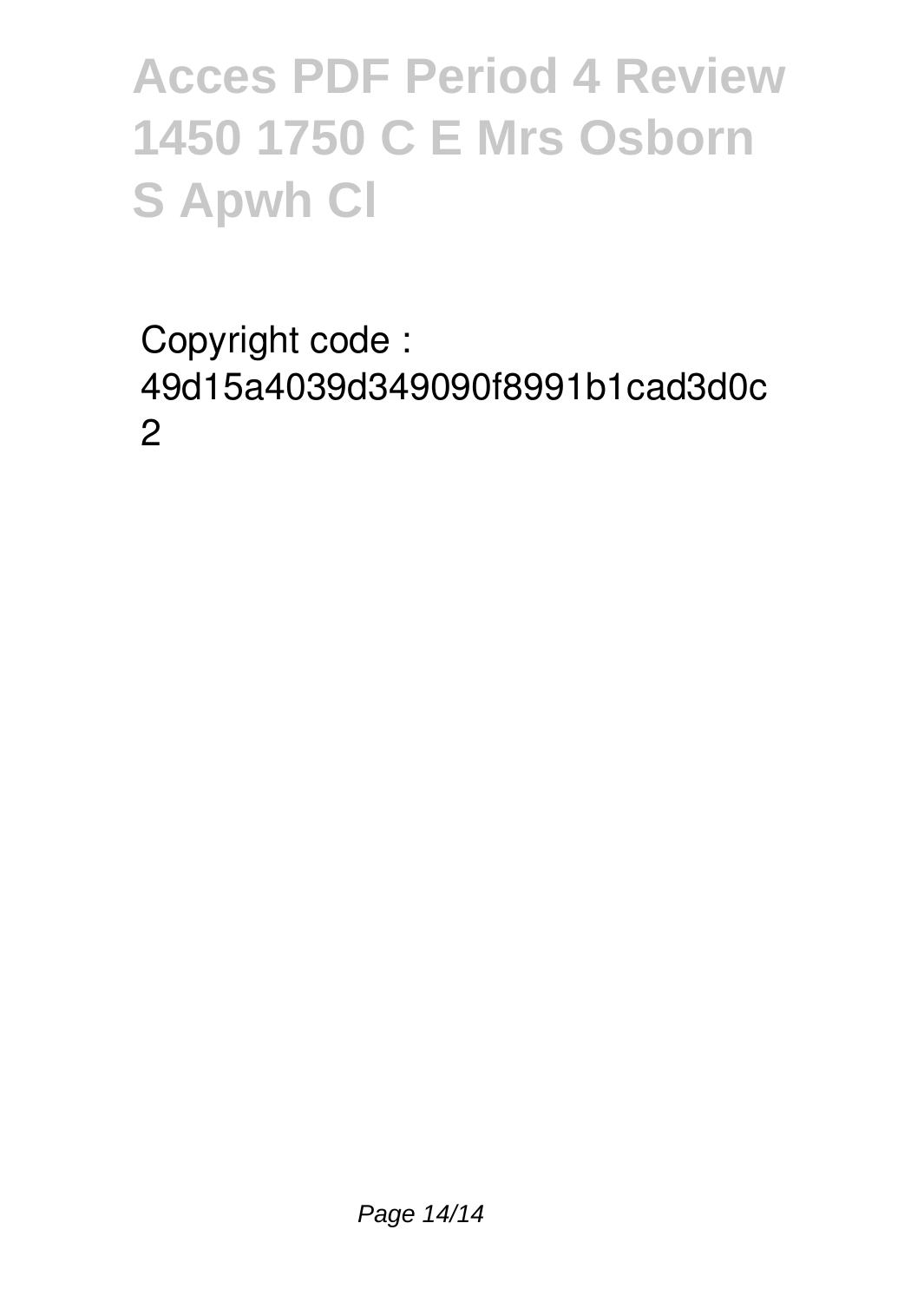Copyright code : 49d15a4039d349090f8991b1cad3d0c2